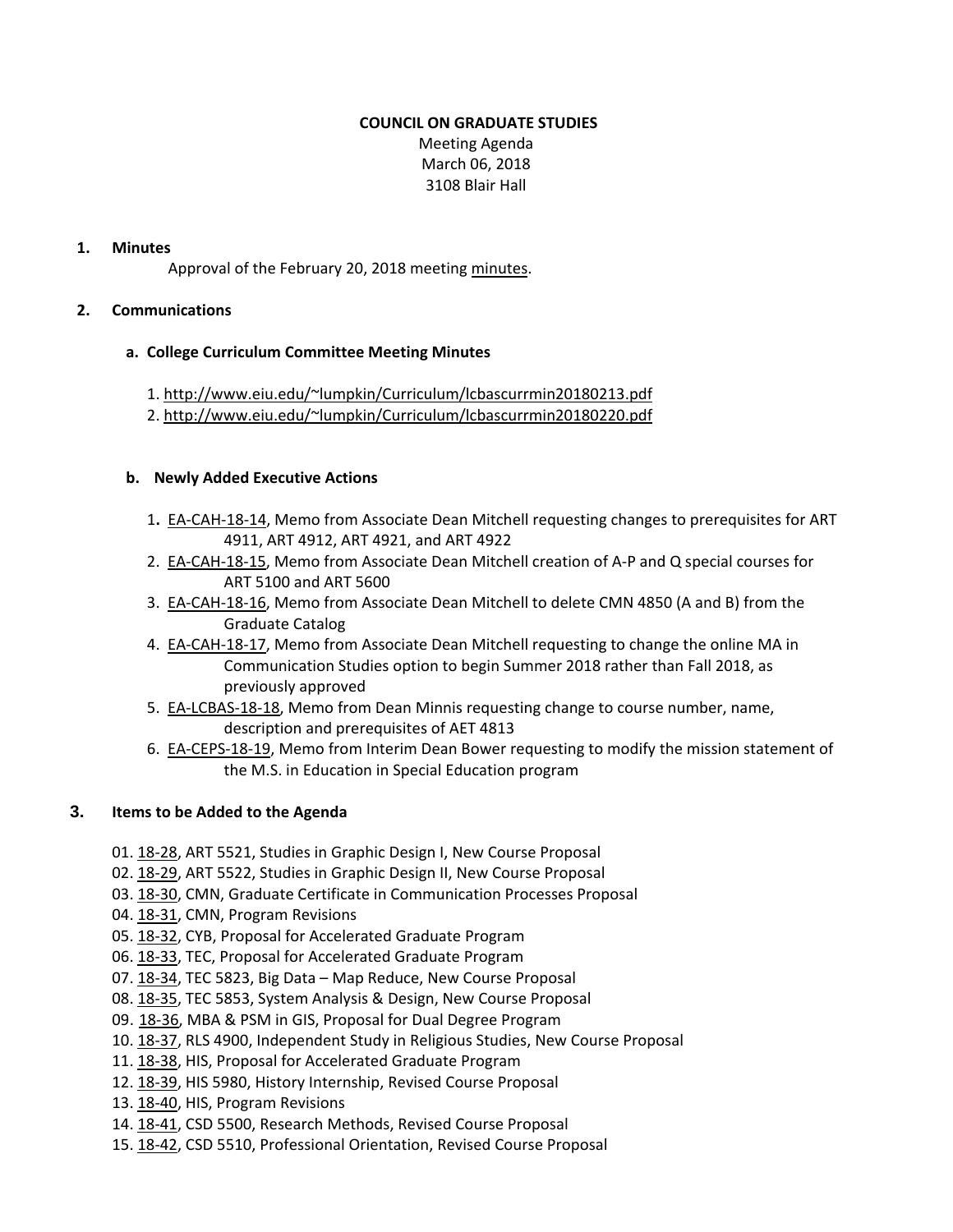**COUNCIL ON GRADUATE STUDIES**
Meeting Agenda
March 06, 2018
3108 Blair Hall

**1. Minutes**

Approval of the February 20, 2018 meeting minutes.

**2. Communications**

**a. College Curriculum Committee Meeting Minutes**

1. http://www.eiu.edu/~lumpkin/Curriculum/lcbascurrmin20180213.pdf
2. http://www.eiu.edu/~lumpkin/Curriculum/lcbascurrmin20180220.pdf

**b. Newly Added Executive Actions**

1. EA-CAH-18-14, Memo from Associate Dean Mitchell requesting changes to prerequisites for ART 4911, ART 4912, ART 4921, and ART 4922
2. EA-CAH-18-15, Memo from Associate Dean Mitchell creation of A-P and Q special courses for ART 5100 and ART 5600
3. EA-CAH-18-16, Memo from Associate Dean Mitchell to delete CMN 4850 (A and B) from the Graduate Catalog
4. EA-CAH-18-17, Memo from Associate Dean Mitchell requesting to change the online MA in Communication Studies option to begin Summer 2018 rather than Fall 2018, as previously approved
5. EA-LCBAS-18-18, Memo from Dean Minnis requesting change to course number, name, description and prerequisites of AET 4813
6. EA-CEPS-18-19, Memo from Interim Dean Bower requesting to modify the mission statement of the M.S. in Education in Special Education program

**3. Items to be Added to the Agenda**

01. 18-28, ART 5521, Studies in Graphic Design I, New Course Proposal
02. 18-29, ART 5522, Studies in Graphic Design II, New Course Proposal
03. 18-30, CMN, Graduate Certificate in Communication Processes Proposal
04. 18-31, CMN, Program Revisions
05. 18-32, CYB, Proposal for Accelerated Graduate Program
06. 18-33, TEC, Proposal for Accelerated Graduate Program
07. 18-34, TEC 5823, Big Data – Map Reduce, New Course Proposal
08. 18-35, TEC 5853, System Analysis & Design, New Course Proposal
09. 18-36, MBA & PSM in GIS, Proposal for Dual Degree Program
10. 18-37, RLS 4900, Independent Study in Religious Studies, New Course Proposal
11. 18-38, HIS, Proposal for Accelerated Graduate Program
12. 18-39, HIS 5980, History Internship, Revised Course Proposal
13. 18-40, HIS, Program Revisions
14. 18-41, CSD 5500, Research Methods, Revised Course Proposal
15. 18-42, CSD 5510, Professional Orientation, Revised Course Proposal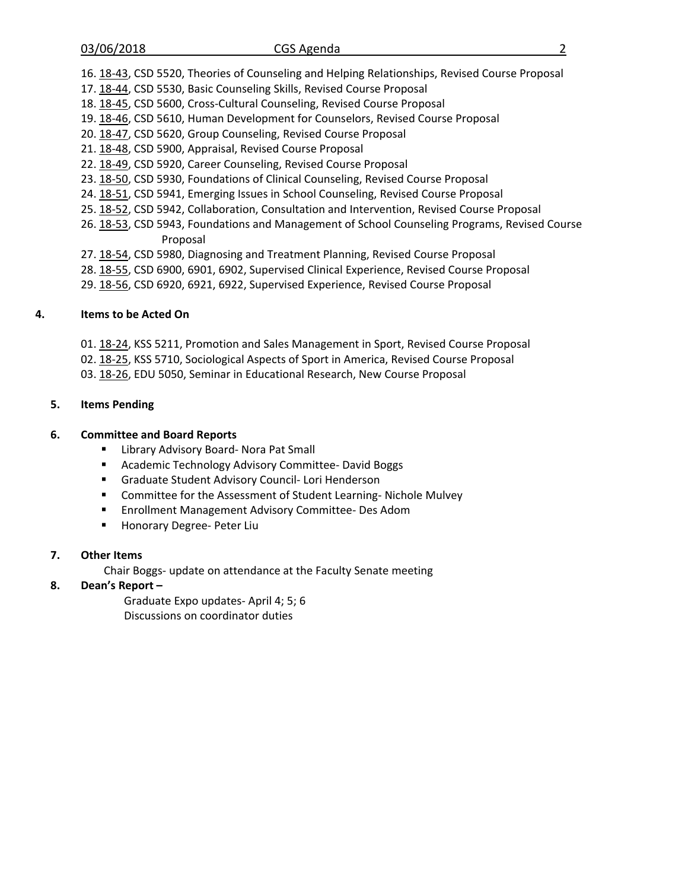16. 18-43, CSD 5520, Theories of Counseling and Helping Relationships, Revised Course Proposal
17. 18-44, CSD 5530, Basic Counseling Skills, Revised Course Proposal
18. 18-45, CSD 5600, Cross-Cultural Counseling, Revised Course Proposal
19. 18-46, CSD 5610, Human Development for Counselors, Revised Course Proposal
20. 18-47, CSD 5620, Group Counseling, Revised Course Proposal
21. 18-48, CSD 5900, Appraisal, Revised Course Proposal
22. 18-49, CSD 5920, Career Counseling, Revised Course Proposal
23. 18-50, CSD 5930, Foundations of Clinical Counseling, Revised Course Proposal
24. 18-51, CSD 5941, Emerging Issues in School Counseling, Revised Course Proposal
25. 18-52, CSD 5942, Collaboration, Consultation and Intervention, Revised Course Proposal
26. 18-53, CSD 5943, Foundations and Management of School Counseling Programs, Revised Course Proposal
27. 18-54, CSD 5980, Diagnosing and Treatment Planning, Revised Course Proposal
28. 18-55, CSD 6900, 6901, 6902, Supervised Clinical Experience, Revised Course Proposal
29. 18-56, CSD 6920, 6921, 6922, Supervised Experience, Revised Course Proposal

**4. Items to be Acted On**

01. 18-24, KSS 5211, Promotion and Sales Management in Sport, Revised Course Proposal
02. 18-25, KSS 5710, Sociological Aspects of Sport in America, Revised Course Proposal
03. 18-26, EDU 5050, Seminar in Educational Research, New Course Proposal

**5. Items Pending**

**6. Committee and Board Reports**

- Library Advisory Board- Nora Pat Small
- Academic Technology Advisory Committee- David Boggs
- Graduate Student Advisory Council- Lori Henderson
- Committee for the Assessment of Student Learning- Nichole Mulvey
- Enrollment Management Advisory Committee- Des Adom
- Honorary Degree- Peter Liu

**7. Other Items**

Chair Boggs- update on attendance at the Faculty Senate meeting

**8. Dean's Report –**

Graduate Expo updates- April 4; 5; 6
Discussions on coordinator duties